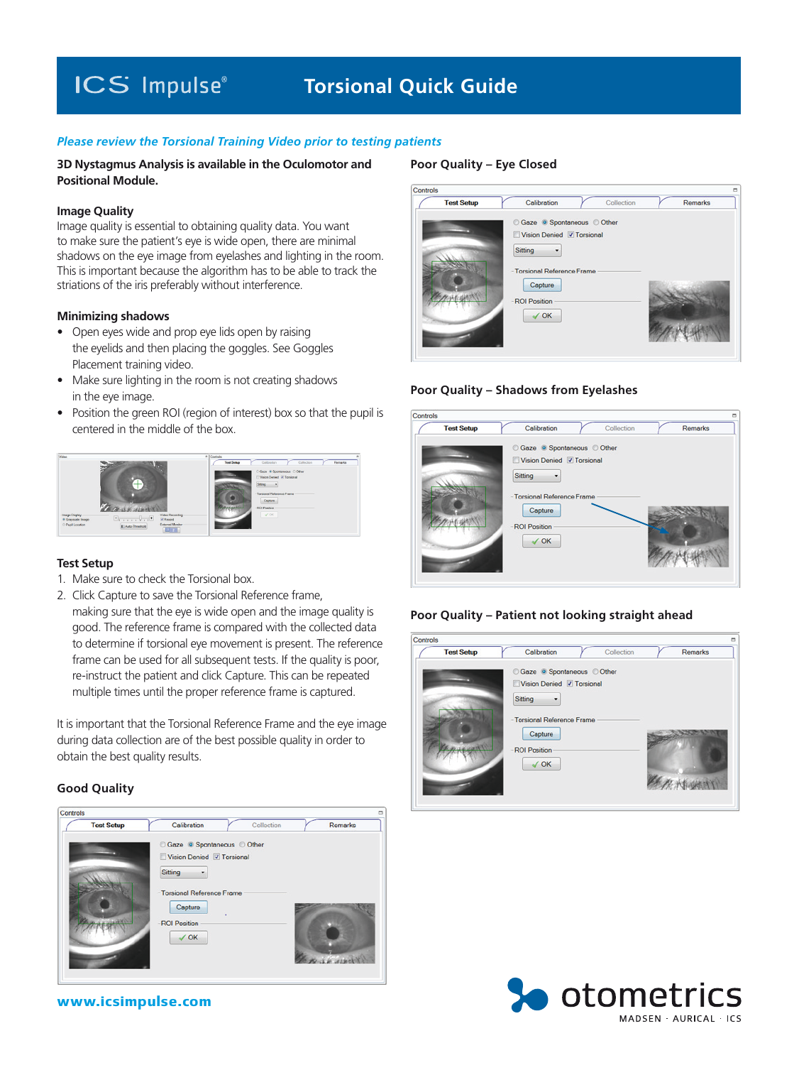# ICS Impulse® Torsional Quick Guide

*Please review the Torsional Training Video prior to testing patients*

**3D Nystagmus Analysis is available in the Oculomotor and Positional Module.**

## Image Quality

Image quality is essential to obtaining quality data. You want to make sure the patient's eye is wide open, there are minimal shadows on the eye image from eyelashes and lighting in the room. This is important because the algorithm has to be able to track the striations of the iris preferably without interference.

## Minimizing shadows

- Open eyes wide and prop eye lids open by raising the eyelids and then placing the goggles. See Goggles Placement training video.
- Make sure lighting in the room is not creating shadows in the eye image.
- Position the green ROI (region of interest) box so that the pupil is centered in the middle of the box.

## Test Setup

1. Make sure to check the Torsional box.
2. Click Capture to save the Torsional Reference frame, making sure that the eye is wide open and the image quality is good. The reference frame is compared with the collected data to determine if torsional eye movement is present. The reference frame can be used for all subsequent tests. If the quality is poor, re-instruct the patient and click Capture. This can be repeated multiple times until the proper reference frame is captured.

It is important that the Torsional Reference Frame and the eye image during data collection are of the best possible quality in order to obtain the best quality results.

## Good Quality

## Poor Quality – Eye Closed

## Poor Quality – Shadows from Eyelashes

## Poor Quality – Patient not looking straight ahead

www.icsimpulse.com

otometrics
MADSEN · AURICAL · ICS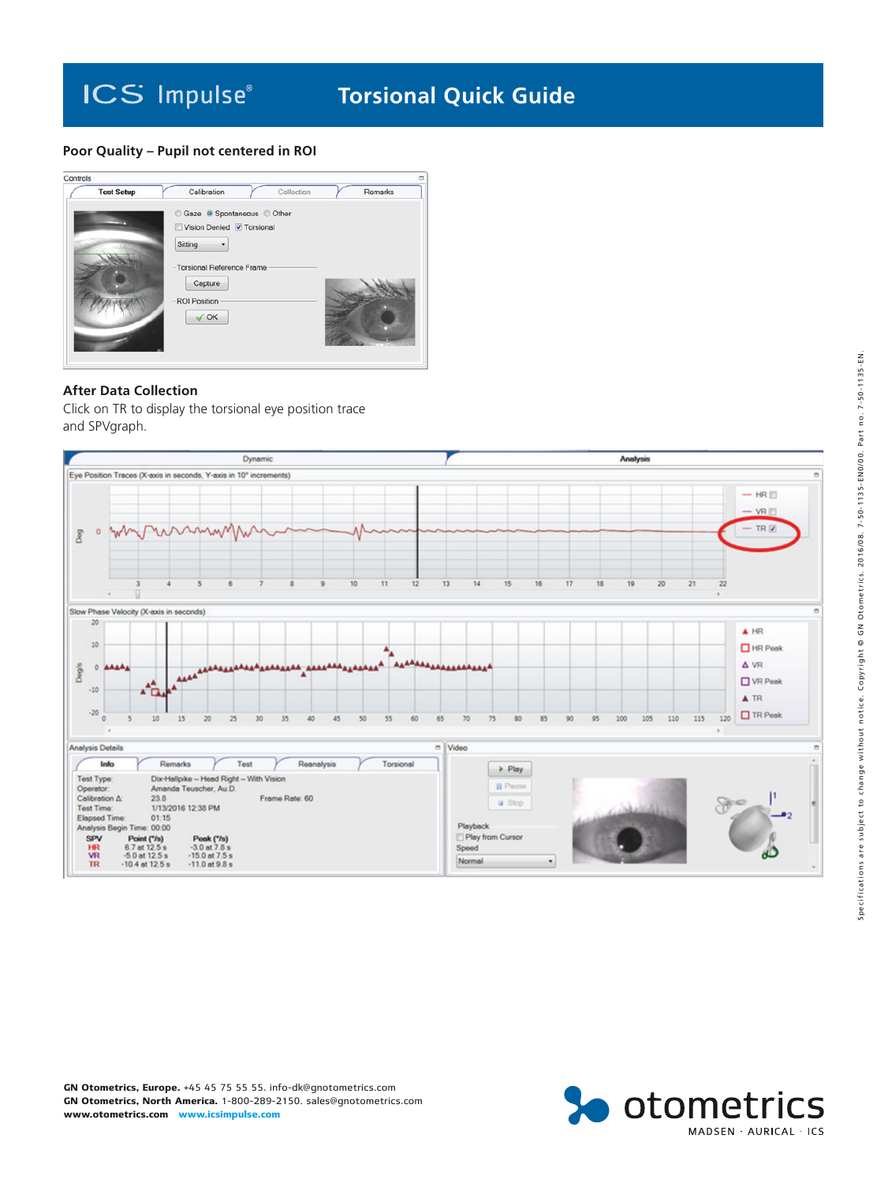# ICS Impulse® Torsional Quick Guide

## Poor Quality – Pupil not centered in ROI

Controls

Test Setup | Calibration | Collection | Remarks

Gaze Spontaneous Other

Vision Denied Torsional

Sitting

Torsional Reference Frame

Capture

ROI Position

OK

## After Data Collection

Click on TR to display the torsional eye position trace and SPVgraph.

Dynamic | Analysis

Eye Position Traces (X-axis in seconds, Y-axis in 10° increments)

Deg 0

3 4 5 6 7 8 9 10 11 12 13 14 15 16 17 18 19 20 21 22

HR VR TR

Slow Phase Velocity (X-axis in seconds)

Deg/s 20 10 0 -10 -20

0 5 10 15 20 25 30 35 40 45 50 55 60 65 70 75 80 85 90 95 100 105 110 115 120

HR, HR Peak, VR, VR Peak, TR, TR Peak

Analysis Details

Info | Remarks | Test | Reanalysis | Torsional

Test Type: Dix-Hallpike – Head Right – With Vision
Operator: Amanda Teuscher, Au.D.
Calibration Δ: 23.8 Frame Rate: 60
Test Time: 1/13/2016 12:38 PM
Elapsed Time: 01:15
Analysis Begin Time: 00:00

| SPV | Point (°/s) | Peak (°/s) |
|---|---|---|
| HR | 6.7 at 12.5 s | -3.0 at 7.8 s |
| VR | -5.0 at 12.5 s | -15.0 at 7.5 s |
| TR | -10.4 at 12.5 s | -11.0 at 9.8 s |

Video

Play
Pause
Stop

Playback
Play from Cursor
Speed
Normal

Specifications are subject to change without notice. Copyright © GN Otometrics. 2016/08. 7-50-1135-EN0/00. Part no. 7-50-1135-EN.

**GN Otometrics, Europe.** +45 45 75 55 55. info-dk@gnotometrics.com
**GN Otometrics, North America.** 1-800-289-2150. sales@gnotometrics.com
**www.otometrics.com** **www.icsimpulse.com**

otometrics
MADSEN · AURICAL · ICS